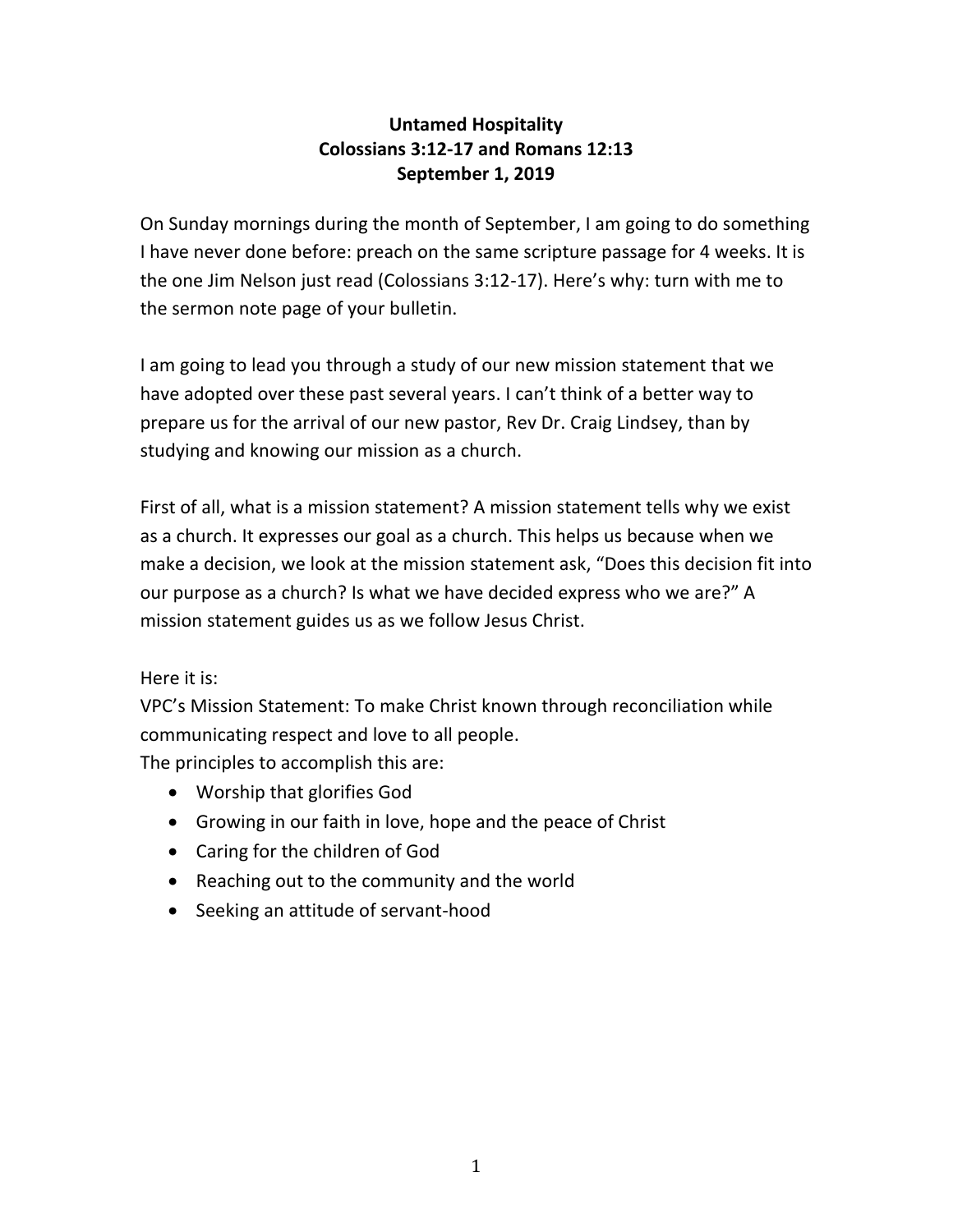**Untamed Hospitality**
**Colossians 3:12-17 and Romans 12:13**
**September 1, 2019**

On Sunday mornings during the month of September, I am going to do something I have never done before: preach on the same scripture passage for 4 weeks. It is the one Jim Nelson just read (Colossians 3:12-17). Here's why: turn with me to the sermon note page of your bulletin.

I am going to lead you through a study of our new mission statement that we have adopted over these past several years. I can't think of a better way to prepare us for the arrival of our new pastor, Rev Dr. Craig Lindsey, than by studying and knowing our mission as a church.

First of all, what is a mission statement? A mission statement tells why we exist as a church. It expresses our goal as a church. This helps us because when we make a decision, we look at the mission statement ask, "Does this decision fit into our purpose as a church? Is what we have decided express who we are?" A mission statement guides us as we follow Jesus Christ.

Here it is:
VPC's Mission Statement: To make Christ known through reconciliation while communicating respect and love to all people.
The principles to accomplish this are:

- Worship that glorifies God
- Growing in our faith in love, hope and the peace of Christ
- Caring for the children of God
- Reaching out to the community and the world
- Seeking an attitude of servant-hood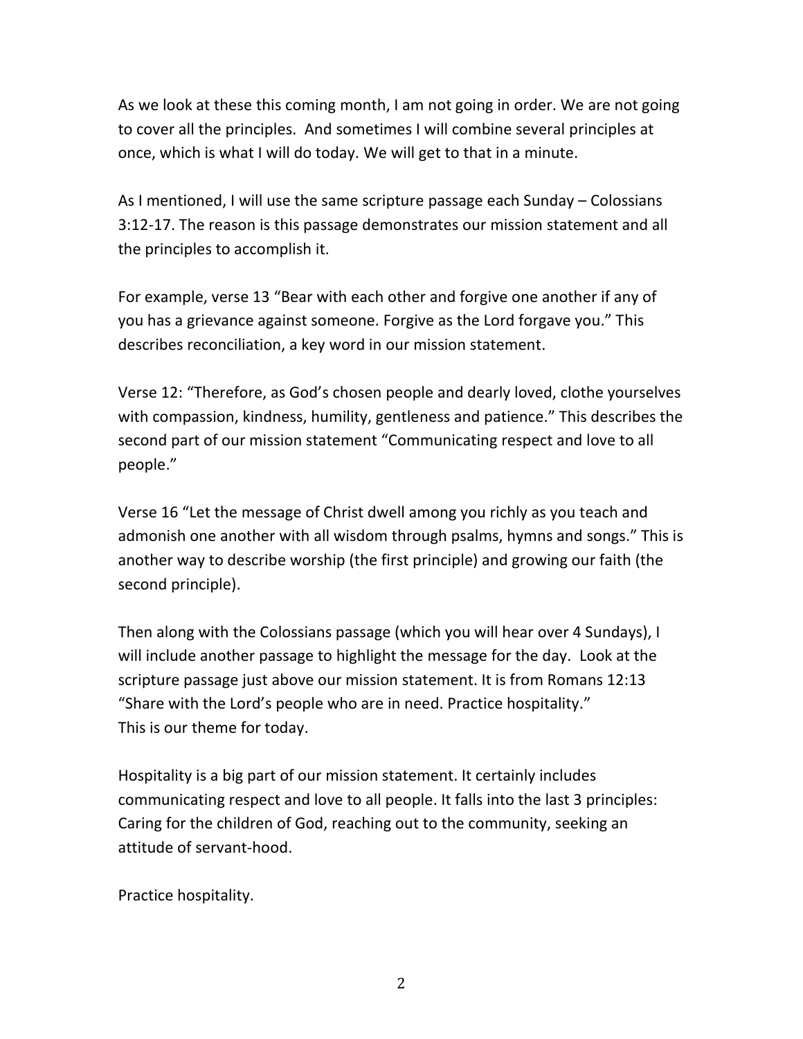As we look at these this coming month, I am not going in order. We are not going to cover all the principles. And sometimes I will combine several principles at once, which is what I will do today. We will get to that in a minute.

As I mentioned, I will use the same scripture passage each Sunday – Colossians 3:12-17. The reason is this passage demonstrates our mission statement and all the principles to accomplish it.

For example, verse 13 "Bear with each other and forgive one another if any of you has a grievance against someone. Forgive as the Lord forgave you." This describes reconciliation, a key word in our mission statement.

Verse 12: "Therefore, as God's chosen people and dearly loved, clothe yourselves with compassion, kindness, humility, gentleness and patience." This describes the second part of our mission statement "Communicating respect and love to all people."

Verse 16 "Let the message of Christ dwell among you richly as you teach and admonish one another with all wisdom through psalms, hymns and songs." This is another way to describe worship (the first principle) and growing our faith (the second principle).

Then along with the Colossians passage (which you will hear over 4 Sundays), I will include another passage to highlight the message for the day. Look at the scripture passage just above our mission statement. It is from Romans 12:13 "Share with the Lord's people who are in need. Practice hospitality."
This is our theme for today.

Hospitality is a big part of our mission statement. It certainly includes communicating respect and love to all people. It falls into the last 3 principles: Caring for the children of God, reaching out to the community, seeking an attitude of servant-hood.

Practice hospitality.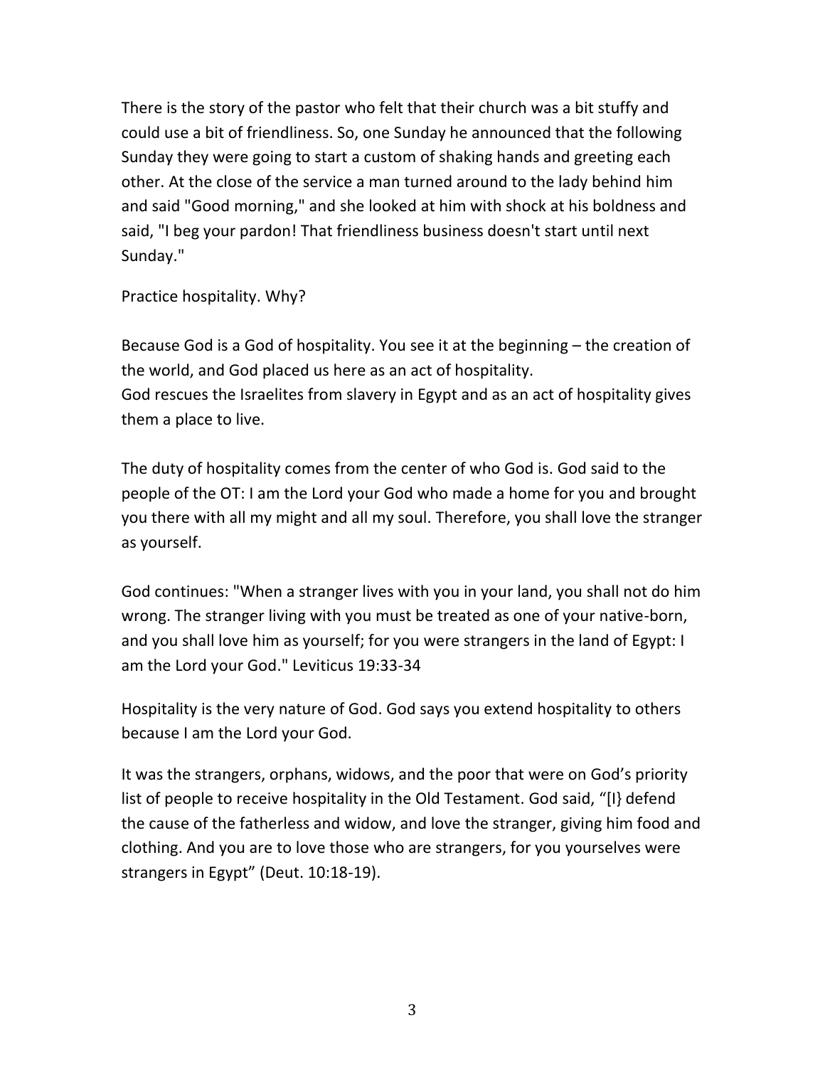There is the story of the pastor who felt that their church was a bit stuffy and could use a bit of friendliness. So, one Sunday he announced that the following Sunday they were going to start a custom of shaking hands and greeting each other. At the close of the service a man turned around to the lady behind him and said "Good morning," and she looked at him with shock at his boldness and said, "I beg your pardon! That friendliness business doesn't start until next Sunday."

Practice hospitality. Why?

Because God is a God of hospitality. You see it at the beginning – the creation of the world, and God placed us here as an act of hospitality.
God rescues the Israelites from slavery in Egypt and as an act of hospitality gives them a place to live.

The duty of hospitality comes from the center of who God is. God said to the people of the OT: I am the Lord your God who made a home for you and brought you there with all my might and all my soul. Therefore, you shall love the stranger as yourself.

God continues: "When a stranger lives with you in your land, you shall not do him wrong. The stranger living with you must be treated as one of your native-born, and you shall love him as yourself; for you were strangers in the land of Egypt: I am the Lord your God." Leviticus 19:33-34

Hospitality is the very nature of God. God says you extend hospitality to others because I am the Lord your God.

It was the strangers, orphans, widows, and the poor that were on God's priority list of people to receive hospitality in the Old Testament. God said, "[I} defend the cause of the fatherless and widow, and love the stranger, giving him food and clothing. And you are to love those who are strangers, for you yourselves were strangers in Egypt" (Deut. 10:18-19).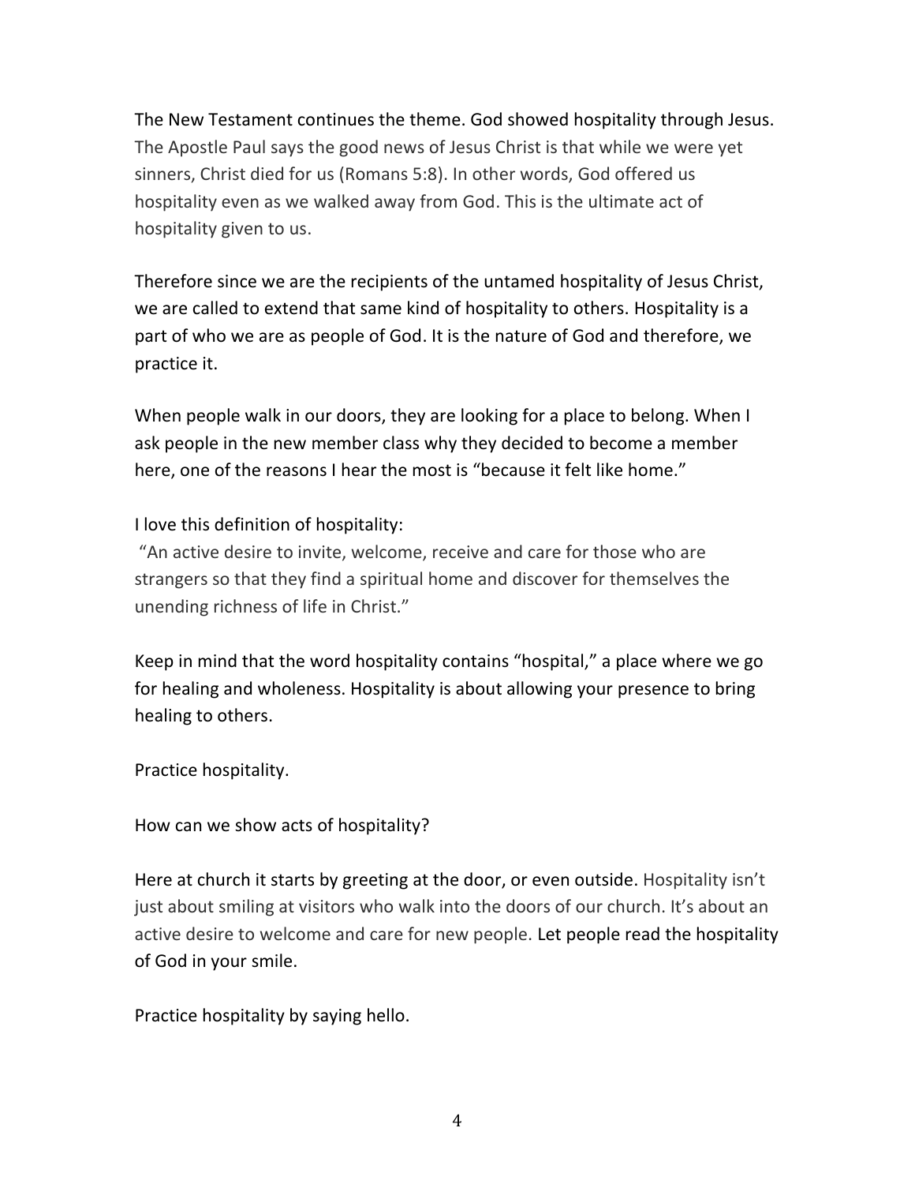The New Testament continues the theme. God showed hospitality through Jesus. The Apostle Paul says the good news of Jesus Christ is that while we were yet sinners, Christ died for us (Romans 5:8). In other words, God offered us hospitality even as we walked away from God. This is the ultimate act of hospitality given to us.

Therefore since we are the recipients of the untamed hospitality of Jesus Christ, we are called to extend that same kind of hospitality to others. Hospitality is a part of who we are as people of God. It is the nature of God and therefore, we practice it.

When people walk in our doors, they are looking for a place to belong. When I ask people in the new member class why they decided to become a member here, one of the reasons I hear the most is "because it felt like home."

I love this definition of hospitality:
"An active desire to invite, welcome, receive and care for those who are strangers so that they find a spiritual home and discover for themselves the unending richness of life in Christ."

Keep in mind that the word hospitality contains "hospital," a place where we go for healing and wholeness. Hospitality is about allowing your presence to bring healing to others.

Practice hospitality.

How can we show acts of hospitality?

Here at church it starts by greeting at the door, or even outside. Hospitality isn't just about smiling at visitors who walk into the doors of our church. It's about an active desire to welcome and care for new people. Let people read the hospitality of God in your smile.

Practice hospitality by saying hello.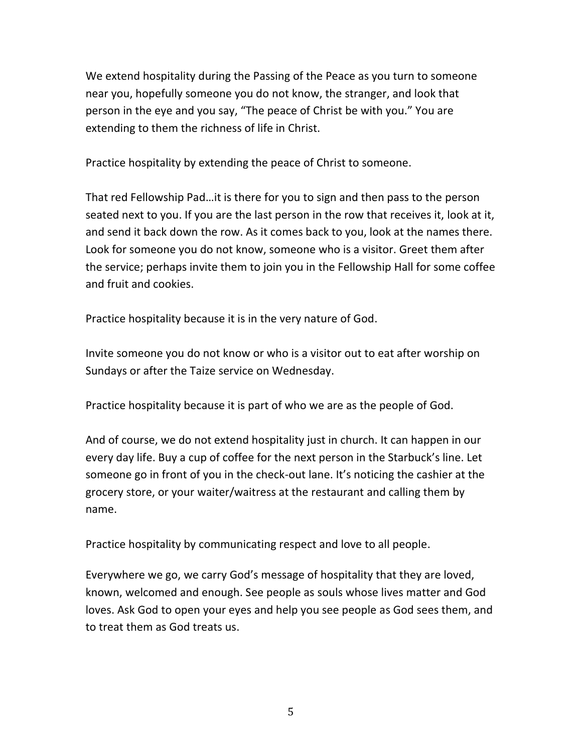We extend hospitality during the Passing of the Peace as you turn to someone near you, hopefully someone you do not know, the stranger, and look that person in the eye and you say, "The peace of Christ be with you." You are extending to them the richness of life in Christ.

Practice hospitality by extending the peace of Christ to someone.

That red Fellowship Pad…it is there for you to sign and then pass to the person seated next to you. If you are the last person in the row that receives it, look at it, and send it back down the row. As it comes back to you, look at the names there. Look for someone you do not know, someone who is a visitor. Greet them after the service; perhaps invite them to join you in the Fellowship Hall for some coffee and fruit and cookies.

Practice hospitality because it is in the very nature of God.

Invite someone you do not know or who is a visitor out to eat after worship on Sundays or after the Taize service on Wednesday.

Practice hospitality because it is part of who we are as the people of God.

And of course, we do not extend hospitality just in church. It can happen in our every day life. Buy a cup of coffee for the next person in the Starbuck's line. Let someone go in front of you in the check-out lane. It's noticing the cashier at the grocery store, or your waiter/waitress at the restaurant and calling them by name.

Practice hospitality by communicating respect and love to all people.

Everywhere we go, we carry God's message of hospitality that they are loved, known, welcomed and enough. See people as souls whose lives matter and God loves. Ask God to open your eyes and help you see people as God sees them, and to treat them as God treats us.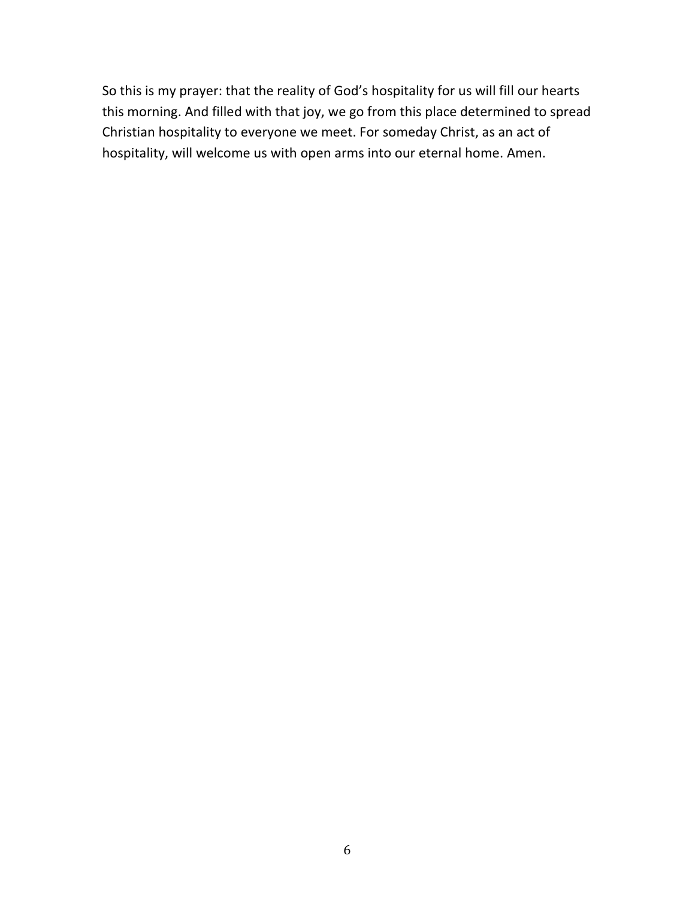So this is my prayer: that the reality of God's hospitality for us will fill our hearts this morning. And filled with that joy, we go from this place determined to spread Christian hospitality to everyone we meet. For someday Christ, as an act of hospitality, will welcome us with open arms into our eternal home. Amen.